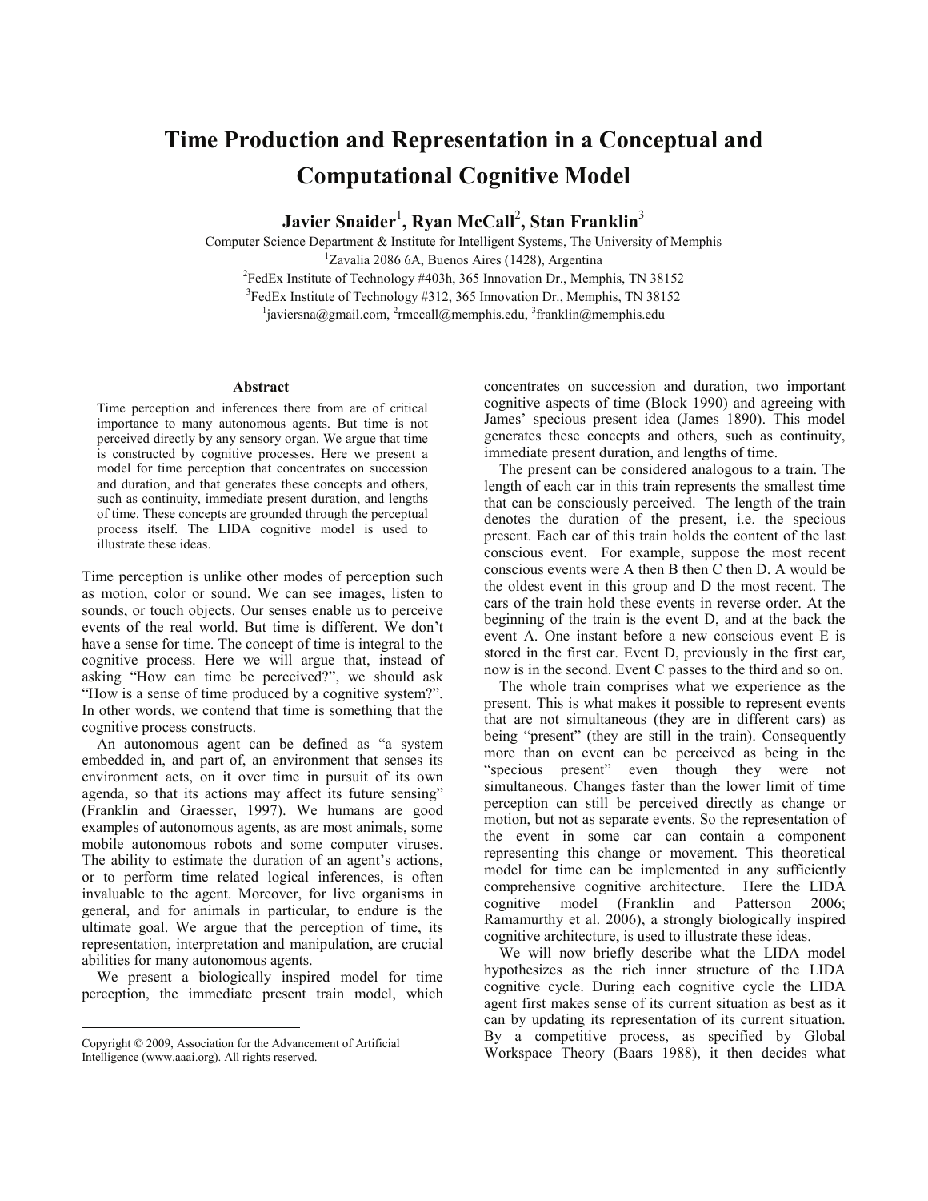# Time Production and Representation in a Conceptual and Computational Cognitive Model

**Javier Snaider**[1], **Ryan McCall**[2], **Stan Franklin**[3]

Computer Science Department & Institute for Intelligent Systems, The University of Memphis

[1]Zavalia 2086 6A, Buenos Aires (1428), Argentina

[2]FedEx Institute of Technology #403h, 365 Innovation Dr., Memphis, TN 38152

[3]FedEx Institute of Technology #312, 365 Innovation Dr., Memphis, TN 38152

[1]javiersna@gmail.com, [2]rmccall@memphis.edu, [3]franklin@memphis.edu

### Abstract

Time perception and inferences there from are of critical importance to many autonomous agents. But time is not perceived directly by any sensory organ. We argue that time is constructed by cognitive processes. Here we present a model for time perception that concentrates on succession and duration, and that generates these concepts and others, such as continuity, immediate present duration, and lengths of time. These concepts are grounded through the perceptual process itself. The LIDA cognitive model is used to illustrate these ideas.

Time perception is unlike other modes of perception such as motion, color or sound. We can see images, listen to sounds, or touch objects. Our senses enable us to perceive events of the real world. But time is different. We don't have a sense for time. The concept of time is integral to the cognitive process. Here we will argue that, instead of asking "How can time be perceived?", we should ask "How is a sense of time produced by a cognitive system?". In other words, we contend that time is something that the cognitive process constructs.

An autonomous agent can be defined as "a system embedded in, and part of, an environment that senses its environment acts, on it over time in pursuit of its own agenda, so that its actions may affect its future sensing" (Franklin and Graesser, 1997). We humans are good examples of autonomous agents, as are most animals, some mobile autonomous robots and some computer viruses. The ability to estimate the duration of an agent's actions, or to perform time related logical inferences, is often invaluable to the agent. Moreover, for live organisms in general, and for animals in particular, to endure is the ultimate goal. We argue that the perception of time, its representation, interpretation and manipulation, are crucial abilities for many autonomous agents.

We present a biologically inspired model for time perception, the immediate present train model, which concentrates on succession and duration, two important cognitive aspects of time (Block 1990) and agreeing with James' specious present idea (James 1890). This model generates these concepts and others, such as continuity, immediate present duration, and lengths of time.

The present can be considered analogous to a train. The length of each car in this train represents the smallest time that can be consciously perceived. The length of the train denotes the duration of the present, i.e. the specious present. Each car of this train holds the content of the last conscious event. For example, suppose the most recent conscious events were A then B then C then D. A would be the oldest event in this group and D the most recent. The cars of the train hold these events in reverse order. At the beginning of the train is the event D, and at the back the event A. One instant before a new conscious event E is stored in the first car. Event D, previously in the first car, now is in the second. Event C passes to the third and so on.

The whole train comprises what we experience as the present. This is what makes it possible to represent events that are not simultaneous (they are in different cars) as being "present" (they are still in the train). Consequently more than on event can be perceived as being in the "specious present" even though they were not simultaneous. Changes faster than the lower limit of time perception can still be perceived directly as change or motion, but not as separate events. So the representation of the event in some car can contain a component representing this change or movement. This theoretical model for time can be implemented in any sufficiently comprehensive cognitive architecture. Here the LIDA cognitive model (Franklin and Patterson 2006; Ramamurthy et al. 2006), a strongly biologically inspired cognitive architecture, is used to illustrate these ideas.

We will now briefly describe what the LIDA model hypothesizes as the rich inner structure of the LIDA cognitive cycle. During each cognitive cycle the LIDA agent first makes sense of its current situation as best as it can by updating its representation of its current situation. By a competitive process, as specified by Global Workspace Theory (Baars 1988), it then decides what

---

Copyright © 2009, Association for the Advancement of Artificial Intelligence (www.aaai.org). All rights reserved.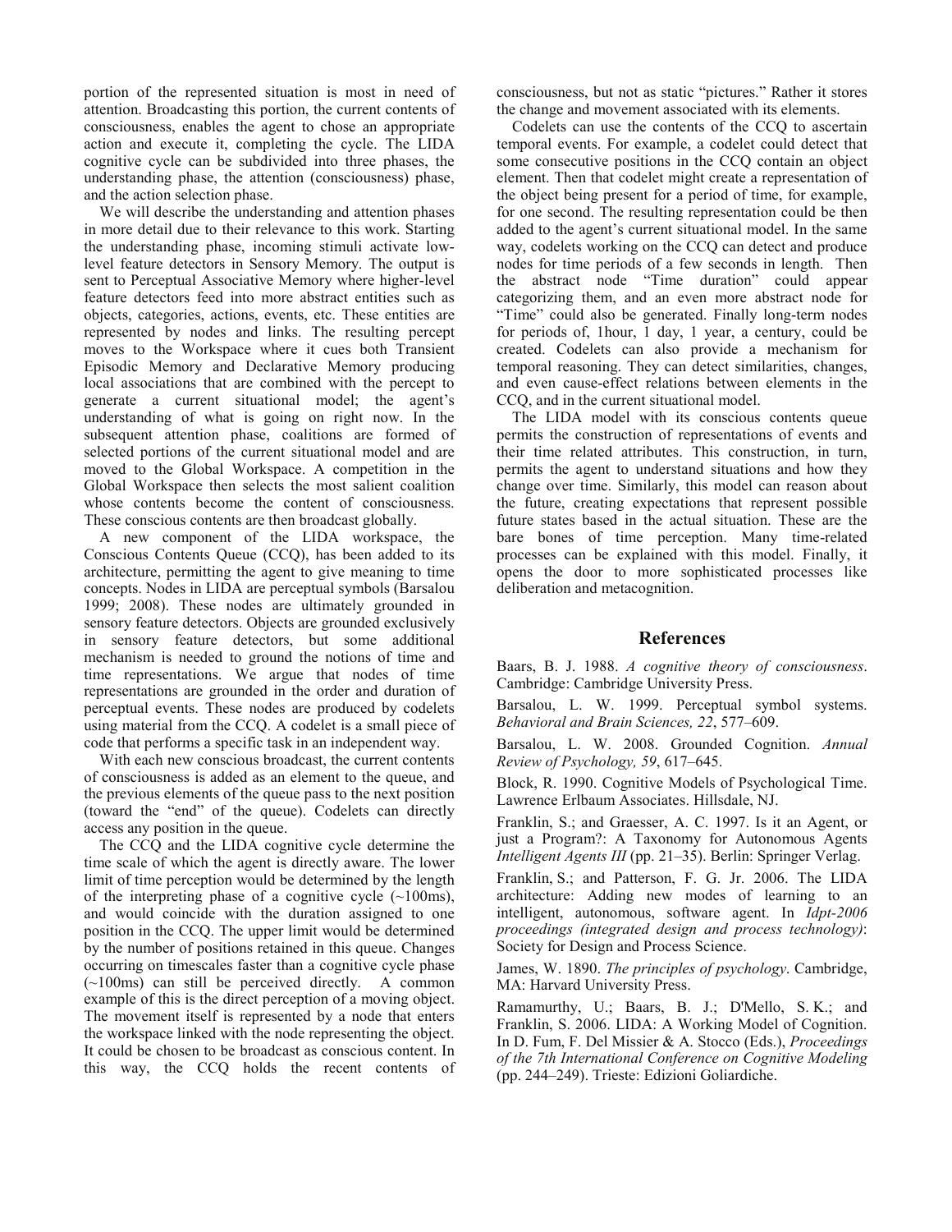portion of the represented situation is most in need of attention. Broadcasting this portion, the current contents of consciousness, enables the agent to chose an appropriate action and execute it, completing the cycle. The LIDA cognitive cycle can be subdivided into three phases, the understanding phase, the attention (consciousness) phase, and the action selection phase.

We will describe the understanding and attention phases in more detail due to their relevance to this work. Starting the understanding phase, incoming stimuli activate low-level feature detectors in Sensory Memory. The output is sent to Perceptual Associative Memory where higher-level feature detectors feed into more abstract entities such as objects, categories, actions, events, etc. These entities are represented by nodes and links. The resulting percept moves to the Workspace where it cues both Transient Episodic Memory and Declarative Memory producing local associations that are combined with the percept to generate a current situational model; the agent's understanding of what is going on right now. In the subsequent attention phase, coalitions are formed of selected portions of the current situational model and are moved to the Global Workspace. A competition in the Global Workspace then selects the most salient coalition whose contents become the content of consciousness. These conscious contents are then broadcast globally.

A new component of the LIDA workspace, the Conscious Contents Queue (CCQ), has been added to its architecture, permitting the agent to give meaning to time concepts. Nodes in LIDA are perceptual symbols (Barsalou 1999; 2008). These nodes are ultimately grounded in sensory feature detectors. Objects are grounded exclusively in sensory feature detectors, but some additional mechanism is needed to ground the notions of time and time representations. We argue that nodes of time representations are grounded in the order and duration of perceptual events. These nodes are produced by codelets using material from the CCQ. A codelet is a small piece of code that performs a specific task in an independent way.

With each new conscious broadcast, the current contents of consciousness is added as an element to the queue, and the previous elements of the queue pass to the next position (toward the "end" of the queue). Codelets can directly access any position in the queue.

The CCQ and the LIDA cognitive cycle determine the time scale of which the agent is directly aware. The lower limit of time perception would be determined by the length of the interpreting phase of a cognitive cycle (~100ms), and would coincide with the duration assigned to one position in the CCQ. The upper limit would be determined by the number of positions retained in this queue. Changes occurring on timescales faster than a cognitive cycle phase (~100ms) can still be perceived directly. A common example of this is the direct perception of a moving object. The movement itself is represented by a node that enters the workspace linked with the node representing the object. It could be chosen to be broadcast as conscious content. In this way, the CCQ holds the recent contents of consciousness, but not as static "pictures." Rather it stores the change and movement associated with its elements.

Codelets can use the contents of the CCQ to ascertain temporal events. For example, a codelet could detect that some consecutive positions in the CCQ contain an object element. Then that codelet might create a representation of the object being present for a period of time, for example, for one second. The resulting representation could be then added to the agent's current situational model. In the same way, codelets working on the CCQ can detect and produce nodes for time periods of a few seconds in length. Then the abstract node "Time duration" could appear categorizing them, and an even more abstract node for "Time" could also be generated. Finally long-term nodes for periods of, 1hour, 1 day, 1 year, a century, could be created. Codelets can also provide a mechanism for temporal reasoning. They can detect similarities, changes, and even cause-effect relations between elements in the CCQ, and in the current situational model.

The LIDA model with its conscious contents queue permits the construction of representations of events and their time related attributes. This construction, in turn, permits the agent to understand situations and how they change over time. Similarly, this model can reason about the future, creating expectations that represent possible future states based in the actual situation. These are the bare bones of time perception. Many time-related processes can be explained with this model. Finally, it opens the door to more sophisticated processes like deliberation and metacognition.

## References

Baars, B. J. 1988. *A cognitive theory of consciousness*. Cambridge: Cambridge University Press.

Barsalou, L. W. 1999. Perceptual symbol systems. *Behavioral and Brain Sciences, 22*, 577–609.

Barsalou, L. W. 2008. Grounded Cognition. *Annual Review of Psychology, 59*, 617–645.

Block, R. 1990. Cognitive Models of Psychological Time. Lawrence Erlbaum Associates. Hillsdale, NJ.

Franklin, S.; and Graesser, A. C. 1997. Is it an Agent, or just a Program?: A Taxonomy for Autonomous Agents *Intelligent Agents III* (pp. 21–35). Berlin: Springer Verlag.

Franklin, S.; and Patterson, F. G. Jr. 2006. The LIDA architecture: Adding new modes of learning to an intelligent, autonomous, software agent. In *Idpt-2006 proceedings (integrated design and process technology)*: Society for Design and Process Science.

James, W. 1890. *The principles of psychology*. Cambridge, MA: Harvard University Press.

Ramamurthy, U.; Baars, B. J.; D'Mello, S. K.; and Franklin, S. 2006. LIDA: A Working Model of Cognition. In D. Fum, F. Del Missier & A. Stocco (Eds.), *Proceedings of the 7th International Conference on Cognitive Modeling* (pp. 244–249). Trieste: Edizioni Goliardiche.